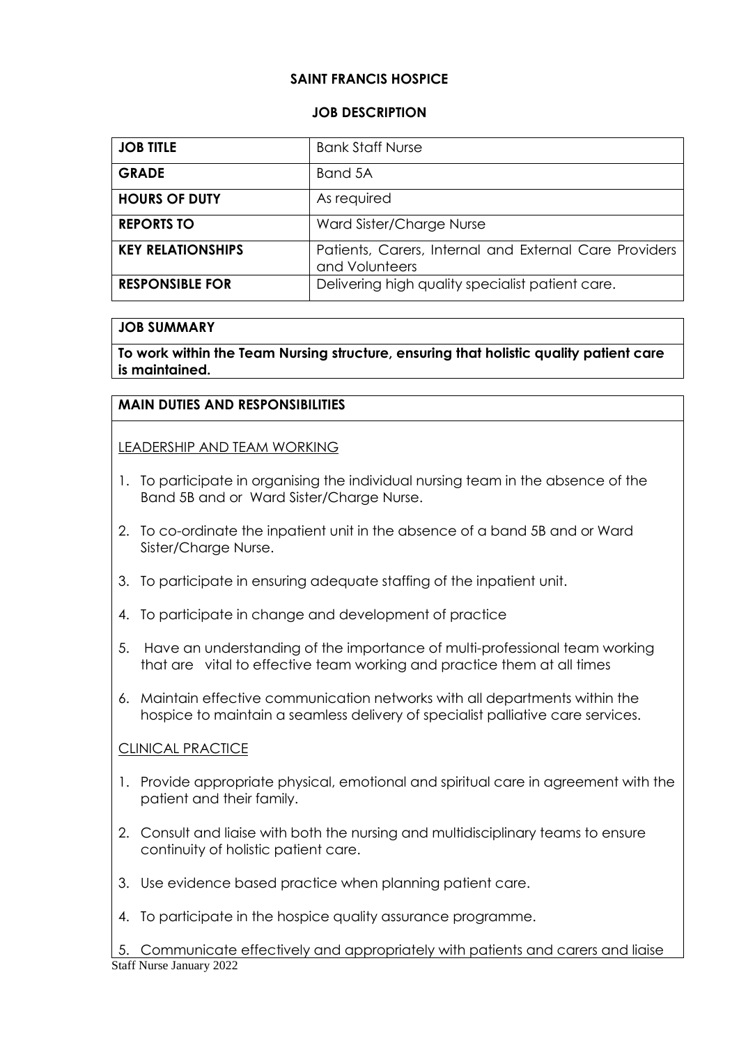# SAINT FRANCIS HOSPICE

## JOB DESCRIPTION

| **JOB TITLE** | Bank Staff Nurse |
|---|---|
| **GRADE** | Band 5A |
| **HOURS OF DUTY** | As required |
| **REPORTS TO** | Ward Sister/Charge Nurse |
| **KEY RELATIONSHIPS** | Patients, Carers, Internal and External Care Providers and Volunteers |
| **RESPONSIBLE FOR** | Delivering high quality specialist patient care. |

### JOB SUMMARY

**To work within the Team Nursing structure, ensuring that holistic quality patient care is maintained.**

### MAIN DUTIES AND RESPONSIBILITIES

LEADERSHIP AND TEAM WORKING

1. To participate in organising the individual nursing team in the absence of the Band 5B and or Ward Sister/Charge Nurse.
2. To co-ordinate the inpatient unit in the absence of a band 5B and or Ward Sister/Charge Nurse.
3. To participate in ensuring adequate staffing of the inpatient unit.
4. To participate in change and development of practice
5. Have an understanding of the importance of multi-professional team working that are vital to effective team working and practice them at all times
6. Maintain effective communication networks with all departments within the hospice to maintain a seamless delivery of specialist palliative care services.

CLINICAL PRACTICE

1. Provide appropriate physical, emotional and spiritual care in agreement with the patient and their family.
2. Consult and liaise with both the nursing and multidisciplinary teams to ensure continuity of holistic patient care.
3. Use evidence based practice when planning patient care.
4. To participate in the hospice quality assurance programme.
5. Communicate effectively and appropriately with patients and carers and liaise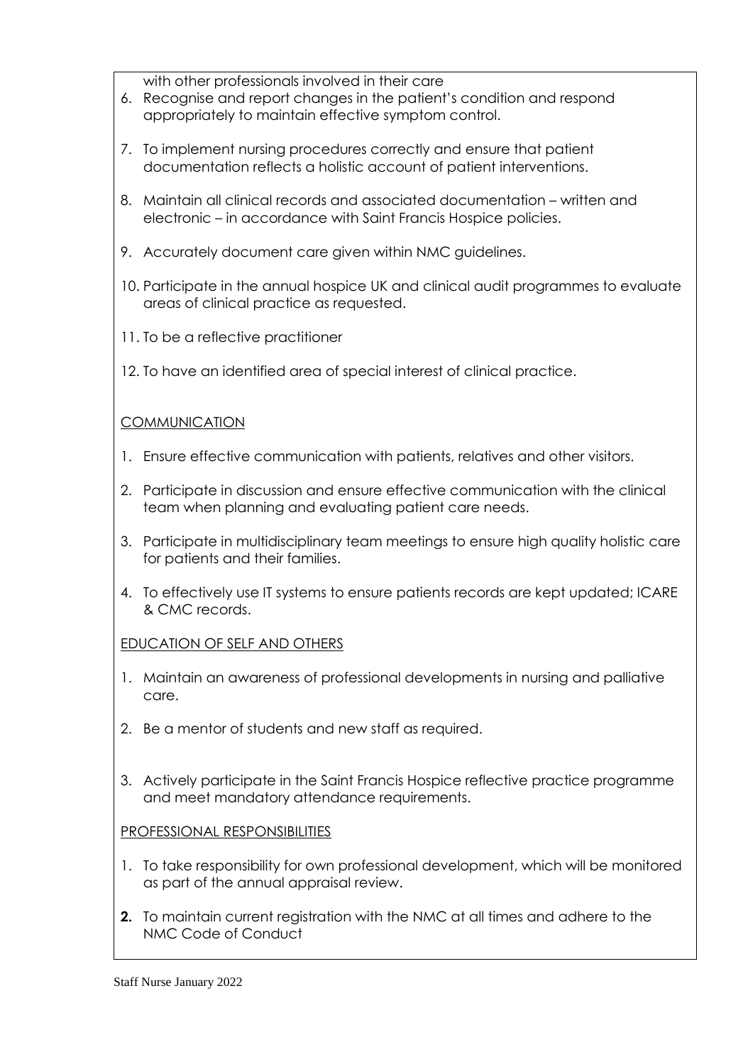with other professionals involved in their care

6. Recognise and report changes in the patient's condition and respond appropriately to maintain effective symptom control.

7. To implement nursing procedures correctly and ensure that patient documentation reflects a holistic account of patient interventions.

8. Maintain all clinical records and associated documentation – written and electronic – in accordance with Saint Francis Hospice policies.

9. Accurately document care given within NMC guidelines.

10. Participate in the annual hospice UK and clinical audit programmes to evaluate areas of clinical practice as requested.

11. To be a reflective practitioner

12. To have an identified area of special interest of clinical practice.

<u>COMMUNICATION</u>

1. Ensure effective communication with patients, relatives and other visitors.

2. Participate in discussion and ensure effective communication with the clinical team when planning and evaluating patient care needs.

3. Participate in multidisciplinary team meetings to ensure high quality holistic care for patients and their families.

4. To effectively use IT systems to ensure patients records are kept updated; ICARE & CMC records.

<u>EDUCATION OF SELF AND OTHERS</u>

1. Maintain an awareness of professional developments in nursing and palliative care.

2. Be a mentor of students and new staff as required.

3. Actively participate in the Saint Francis Hospice reflective practice programme and meet mandatory attendance requirements.

<u>PROFESSIONAL RESPONSIBILITIES</u>

1. To take responsibility for own professional development, which will be monitored as part of the annual appraisal review.

2. To maintain current registration with the NMC at all times and adhere to the NMC Code of Conduct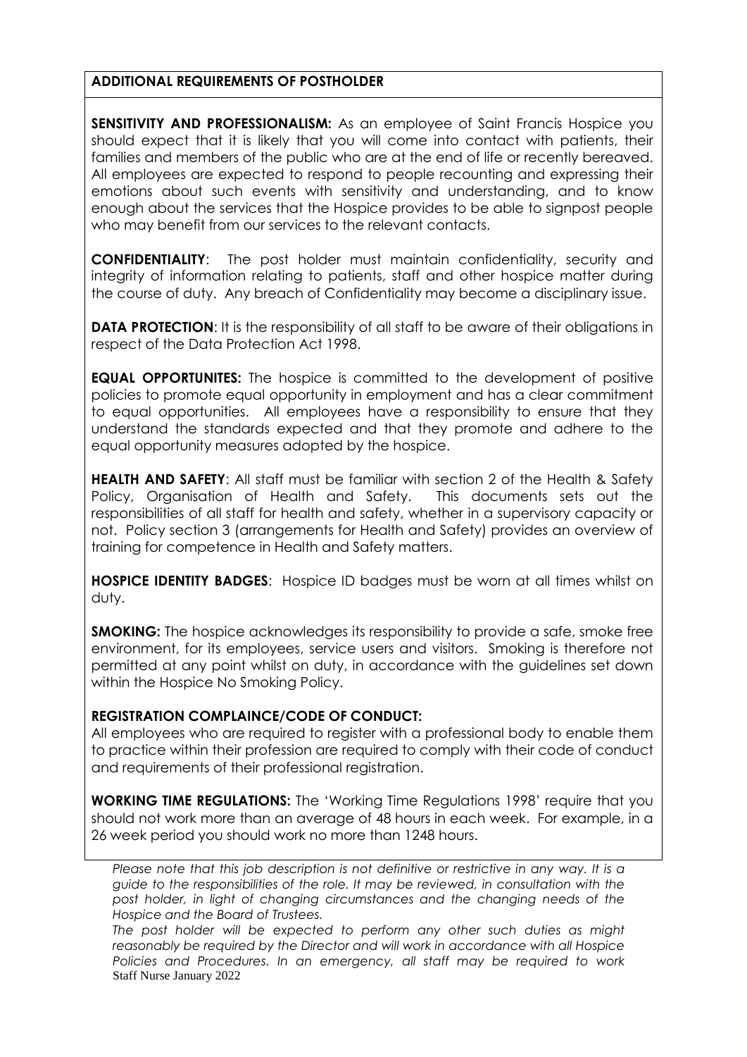## ADDITIONAL REQUIREMENTS OF POSTHOLDER

**SENSITIVITY AND PROFESSIONALISM:** As an employee of Saint Francis Hospice you should expect that it is likely that you will come into contact with patients, their families and members of the public who are at the end of life or recently bereaved. All employees are expected to respond to people recounting and expressing their emotions about such events with sensitivity and understanding, and to know enough about the services that the Hospice provides to be able to signpost people who may benefit from our services to the relevant contacts.

**CONFIDENTIALITY**: The post holder must maintain confidentiality, security and integrity of information relating to patients, staff and other hospice matter during the course of duty. Any breach of Confidentiality may become a disciplinary issue.

**DATA PROTECTION**: It is the responsibility of all staff to be aware of their obligations in respect of the Data Protection Act 1998.

**EQUAL OPPORTUNITES:** The hospice is committed to the development of positive policies to promote equal opportunity in employment and has a clear commitment to equal opportunities. All employees have a responsibility to ensure that they understand the standards expected and that they promote and adhere to the equal opportunity measures adopted by the hospice.

**HEALTH AND SAFETY**: All staff must be familiar with section 2 of the Health & Safety Policy, Organisation of Health and Safety. This documents sets out the responsibilities of all staff for health and safety, whether in a supervisory capacity or not. Policy section 3 (arrangements for Health and Safety) provides an overview of training for competence in Health and Safety matters.

**HOSPICE IDENTITY BADGES**: Hospice ID badges must be worn at all times whilst on duty.

**SMOKING:** The hospice acknowledges its responsibility to provide a safe, smoke free environment, for its employees, service users and visitors. Smoking is therefore not permitted at any point whilst on duty, in accordance with the guidelines set down within the Hospice No Smoking Policy.

**REGISTRATION COMPLAINCE/CODE OF CONDUCT:**
All employees who are required to register with a professional body to enable them to practice within their profession are required to comply with their code of conduct and requirements of their professional registration.

**WORKING TIME REGULATIONS:** The 'Working Time Regulations 1998' require that you should not work more than an average of 48 hours in each week. For example, in a 26 week period you should work no more than 1248 hours.

*Please note that this job description is not definitive or restrictive in any way. It is a guide to the responsibilities of the role. It may be reviewed, in consultation with the post holder, in light of changing circumstances and the changing needs of the Hospice and the Board of Trustees.*

*The post holder will be expected to perform any other such duties as might reasonably be required by the Director and will work in accordance with all Hospice Policies and Procedures. In an emergency, all staff may be required to work*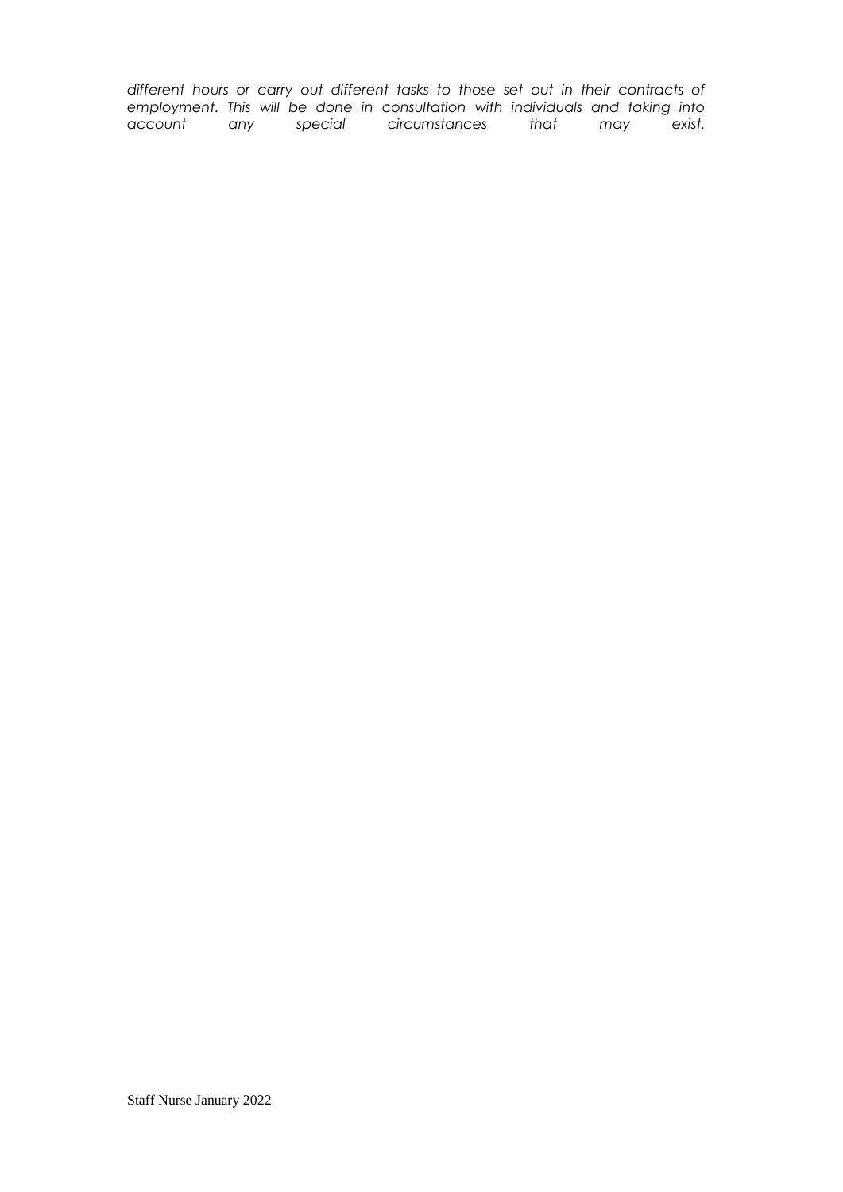*different hours or carry out different tasks to those set out in their contracts of employment. This will be done in consultation with individuals and taking into account any special circumstances that may exist.*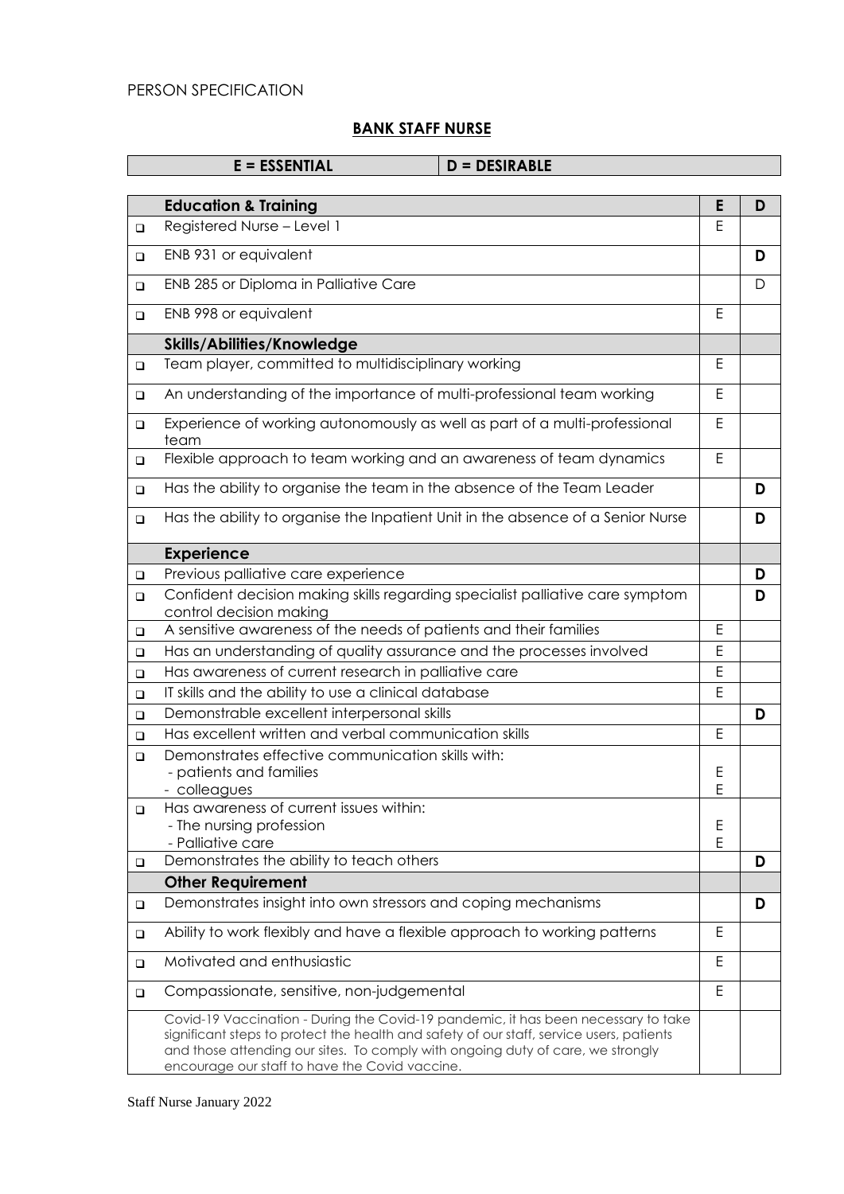PERSON SPECIFICATION

## BANK STAFF NURSE

| E = ESSENTIAL | D = DESIRABLE |
|---|---|

| | | E | D |
|---|---|---|---|
| | **Education & Training** | **E** | **D** |
| ❑ | Registered Nurse – Level 1 | E | |
| ❑ | ENB 931 or equivalent | | **D** |
| ❑ | ENB 285 or Diploma in Palliative Care | | D |
| ❑ | ENB 998 or equivalent | E | |
| | **Skills/Abilities/Knowledge** | | |
| ❑ | Team player, committed to multidisciplinary working | E | |
| ❑ | An understanding of the importance of multi-professional team working | E | |
| ❑ | Experience of working autonomously as well as part of a multi-professional team | E | |
| ❑ | Flexible approach to team working and an awareness of team dynamics | E | |
| ❑ | Has the ability to organise the team in the absence of the Team Leader | | **D** |
| ❑ | Has the ability to organise the Inpatient Unit in the absence of a Senior Nurse | | **D** |
| | **Experience** | | |
| ❑ | Previous palliative care experience | | **D** |
| ❑ | Confident decision making skills regarding specialist palliative care symptom control decision making | | **D** |
| ❑ | A sensitive awareness of the needs of patients and their families | E | |
| ❑ | Has an understanding of quality assurance and the processes involved | E | |
| ❑ | Has awareness of current research in palliative care | E | |
| ❑ | IT skills and the ability to use a clinical database | E | |
| ❑ | Demonstrable excellent interpersonal skills | | **D** |
| ❑ | Has excellent written and verbal communication skills | E | |
| ❑ | Demonstrates effective communication skills with:<br>- patients and families<br>- colleagues | <br>E<br>E | |
| ❑ | Has awareness of current issues within:<br>- The nursing profession<br>- Palliative care | <br>E<br>E | |
| ❑ | Demonstrates the ability to teach others | | **D** |
| | **Other Requirement** | | |
| ❑ | Demonstrates insight into own stressors and coping mechanisms | | **D** |
| ❑ | Ability to work flexibly and have a flexible approach to working patterns | E | |
| ❑ | Motivated and enthusiastic | E | |
| ❑ | Compassionate, sensitive, non-judgemental | E | |
| | Covid-19 Vaccination - During the Covid-19 pandemic, it has been necessary to take significant steps to protect the health and safety of our staff, service users, patients and those attending our sites. To comply with ongoing duty of care, we strongly encourage our staff to have the Covid vaccine. | | |

Staff Nurse January 2022